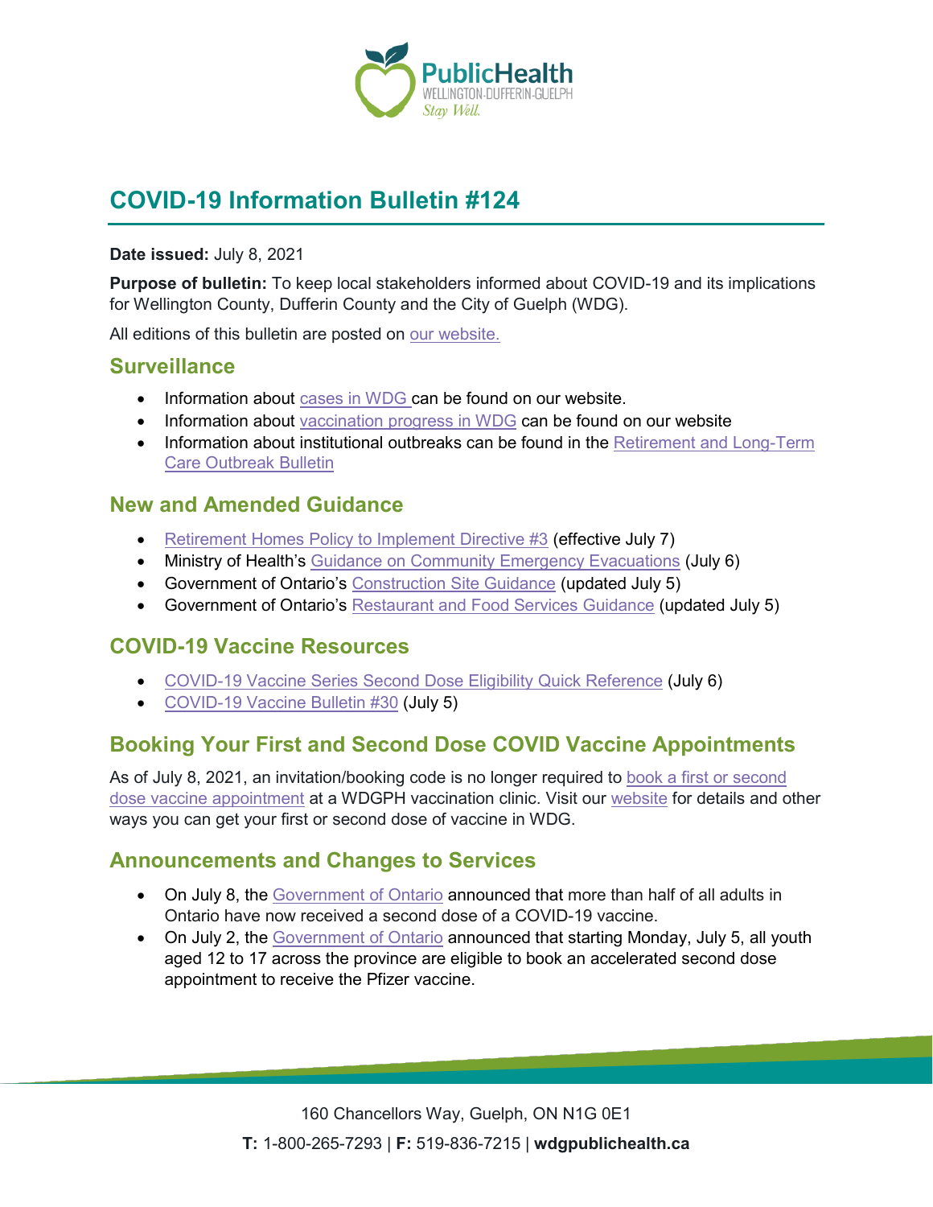# COVID-19 Information Bulletin #124

**Date issued:** July 8, 2021

**Purpose of bulletin:** To keep local stakeholders informed about COVID-19 and its implications for Wellington County, Dufferin County and the City of Guelph (WDG).

All editions of this bulletin are posted on our website.

## Surveillance

- Information about cases in WDG can be found on our website.
- Information about vaccination progress in WDG can be found on our website
- Information about institutional outbreaks can be found in the Retirement and Long-Term Care Outbreak Bulletin

## New and Amended Guidance

- Retirement Homes Policy to Implement Directive #3 (effective July 7)
- Ministry of Health's Guidance on Community Emergency Evacuations (July 6)
- Government of Ontario's Construction Site Guidance (updated July 5)
- Government of Ontario's Restaurant and Food Services Guidance (updated July 5)

## COVID-19 Vaccine Resources

- COVID-19 Vaccine Series Second Dose Eligibility Quick Reference (July 6)
- COVID-19 Vaccine Bulletin #30 (July 5)

## Booking Your First and Second Dose COVID Vaccine Appointments

As of July 8, 2021, an invitation/booking code is no longer required to book a first or second dose vaccine appointment at a WDGPH vaccination clinic. Visit our website for details and other ways you can get your first or second dose of vaccine in WDG.

## Announcements and Changes to Services

- On July 8, the Government of Ontario announced that more than half of all adults in Ontario have now received a second dose of a COVID-19 vaccine.
- On July 2, the Government of Ontario announced that starting Monday, July 5, all youth aged 12 to 17 across the province are eligible to book an accelerated second dose appointment to receive the Pfizer vaccine.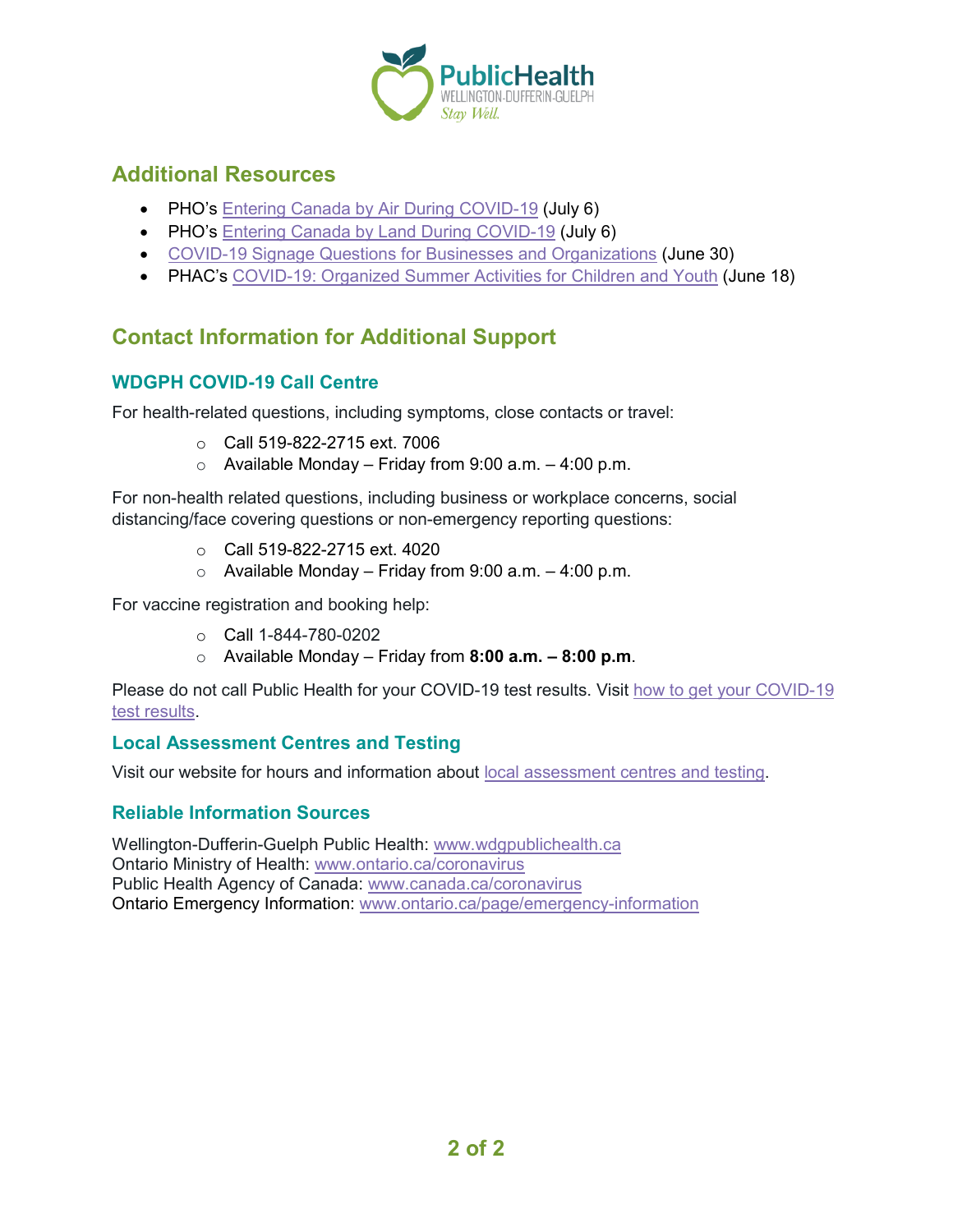## Additional Resources

- PHO's Entering Canada by Air During COVID-19 (July 6)
- PHO's Entering Canada by Land During COVID-19 (July 6)
- COVID-19 Signage Questions for Businesses and Organizations (June 30)
- PHAC's COVID-19: Organized Summer Activities for Children and Youth (June 18)

## Contact Information for Additional Support

### WDGPH COVID-19 Call Centre

For health-related questions, including symptoms, close contacts or travel:

- Call 519-822-2715 ext. 7006
- Available Monday – Friday from 9:00 a.m. – 4:00 p.m.

For non-health related questions, including business or workplace concerns, social distancing/face covering questions or non-emergency reporting questions:

- Call 519-822-2715 ext. 4020
- Available Monday – Friday from 9:00 a.m. – 4:00 p.m.

For vaccine registration and booking help:

- Call 1-844-780-0202
- Available Monday – Friday from **8:00 a.m. – 8:00 p.m**.

Please do not call Public Health for your COVID-19 test results. Visit how to get your COVID-19 test results.

### Local Assessment Centres and Testing

Visit our website for hours and information about local assessment centres and testing.

### Reliable Information Sources

Wellington-Dufferin-Guelph Public Health: www.wdgpublichealth.ca
Ontario Ministry of Health: www.ontario.ca/coronavirus
Public Health Agency of Canada: www.canada.ca/coronavirus
Ontario Emergency Information: www.ontario.ca/page/emergency-information